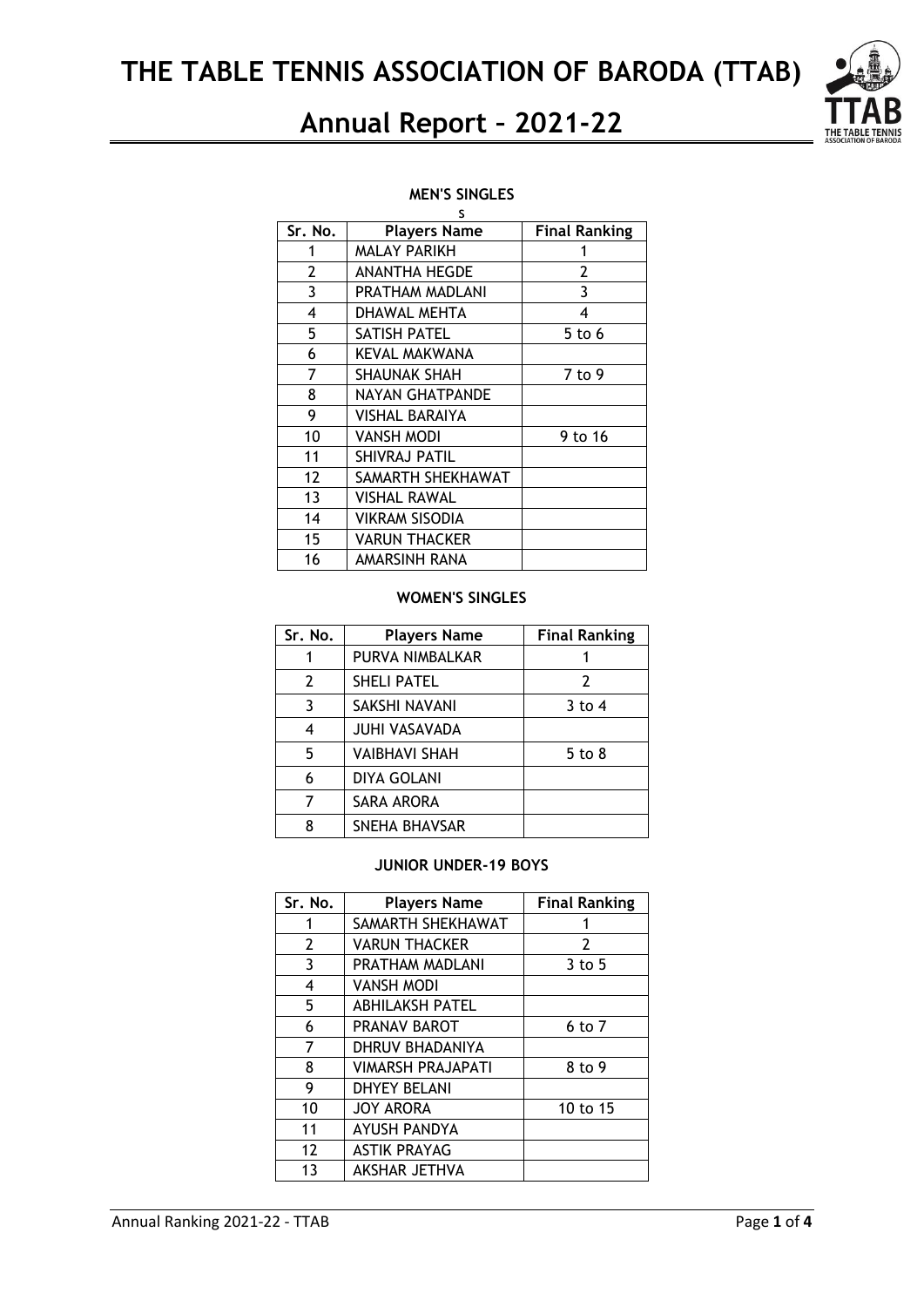# THE TABLE TENNIS ASSOCIATION OF BARODA (TTAB)

## Annual Report – 2021-22

### MEN'S SINGLES

S

| Sr. No. | Players Name | Final Ranking |
|---|---|---|
| 1 | MALAY PARIKH | 1 |
| 2 | ANANTHA HEGDE | 2 |
| 3 | PRATHAM MADLANI | 3 |
| 4 | DHAWAL MEHTA | 4 |
| 5 | SATISH PATEL | 5 to 6 |
| 6 | KEVAL MAKWANA | |
| 7 | SHAUNAK SHAH | 7 to 9 |
| 8 | NAYAN GHATPANDE | |
| 9 | VISHAL BARAIYA | |
| 10 | VANSH MODI | 9 to 16 |
| 11 | SHIVRAJ PATIL | |
| 12 | SAMARTH SHEKHAWAT | |
| 13 | VISHAL RAWAL | |
| 14 | VIKRAM SISODIA | |
| 15 | VARUN THACKER | |
| 16 | AMARSINH RANA | |

### WOMEN'S SINGLES

| Sr. No. | Players Name | Final Ranking |
|---|---|---|
| 1 | PURVA NIMBALKAR | 1 |
| 2 | SHELI PATEL | 2 |
| 3 | SAKSHI NAVANI | 3 to 4 |
| 4 | JUHI VASAVADA | |
| 5 | VAIBHAVI SHAH | 5 to 8 |
| 6 | DIYA GOLANI | |
| 7 | SARA ARORA | |
| 8 | SNEHA BHAVSAR | |

### JUNIOR UNDER-19 BOYS

| Sr. No. | Players Name | Final Ranking |
|---|---|---|
| 1 | SAMARTH SHEKHAWAT | 1 |
| 2 | VARUN THACKER | 2 |
| 3 | PRATHAM MADLANI | 3 to 5 |
| 4 | VANSH MODI | |
| 5 | ABHILAKSH PATEL | |
| 6 | PRANAV BAROT | 6 to 7 |
| 7 | DHRUV BHADANIYA | |
| 8 | VIMARSH PRAJAPATI | 8 to 9 |
| 9 | DHYEY BELANI | |
| 10 | JOY ARORA | 10 to 15 |
| 11 | AYUSH PANDYA | |
| 12 | ASTIK PRAYAG | |
| 13 | AKSHAR JETHVA | |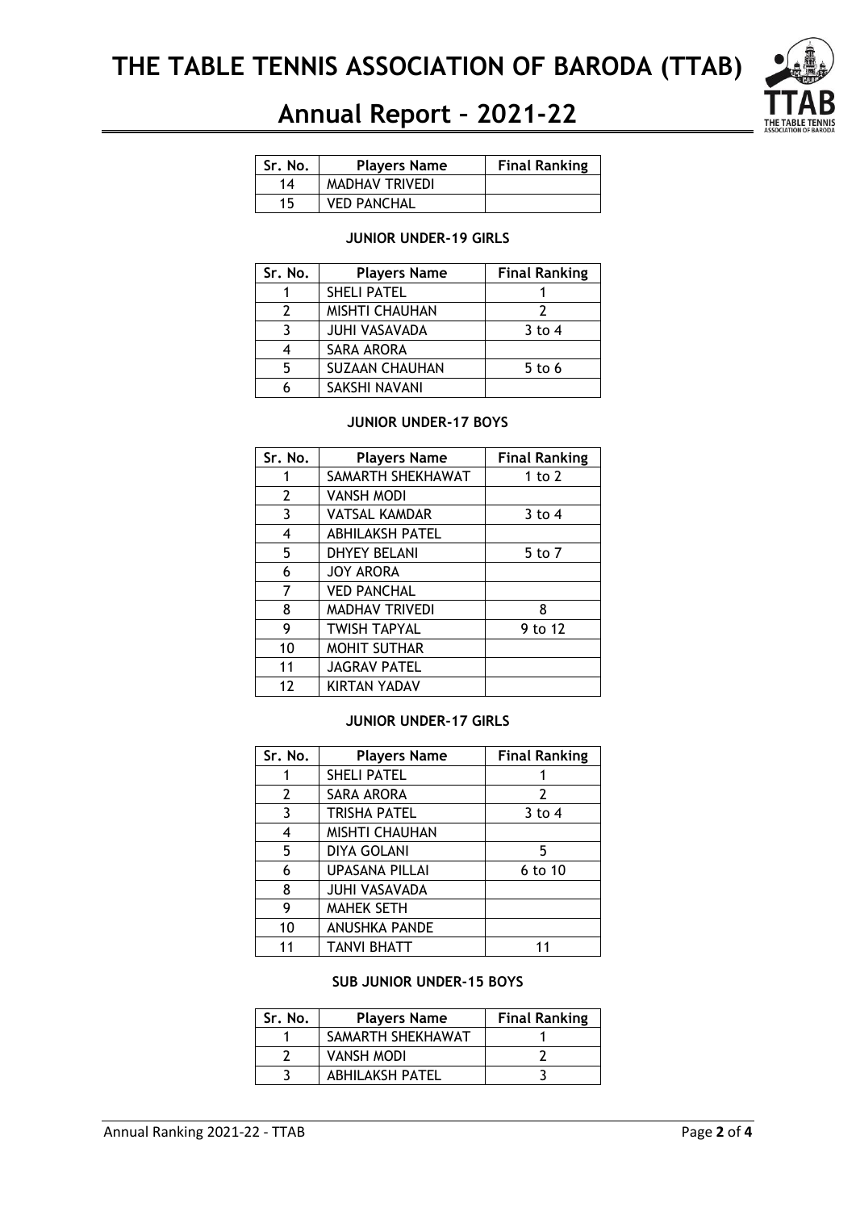| Sr. No. | Players Name | Final Ranking |
|---|---|---|
| 14 | MADHAV TRIVEDI | |
| 15 | VED PANCHAL | |

**JUNIOR UNDER-19 GIRLS**

| Sr. No. | Players Name | Final Ranking |
|---|---|---|
| 1 | SHELI PATEL | 1 |
| 2 | MISHTI CHAUHAN | 2 |
| 3 | JUHI VASAVADA | 3 to 4 |
| 4 | SARA ARORA | |
| 5 | SUZAAN CHAUHAN | 5 to 6 |
| 6 | SAKSHI NAVANI | |

**JUNIOR UNDER-17 BOYS**

| Sr. No. | Players Name | Final Ranking |
|---|---|---|
| 1 | SAMARTH SHEKHAWAT | 1 to 2 |
| 2 | VANSH MODI | |
| 3 | VATSAL KAMDAR | 3 to 4 |
| 4 | ABHILAKSH PATEL | |
| 5 | DHYEY BELANI | 5 to 7 |
| 6 | JOY ARORA | |
| 7 | VED PANCHAL | |
| 8 | MADHAV TRIVEDI | 8 |
| 9 | TWISH TAPYAL | 9 to 12 |
| 10 | MOHIT SUTHAR | |
| 11 | JAGRAV PATEL | |
| 12 | KIRTAN YADAV | |

**JUNIOR UNDER-17 GIRLS**

| Sr. No. | Players Name | Final Ranking |
|---|---|---|
| 1 | SHELI PATEL | 1 |
| 2 | SARA ARORA | 2 |
| 3 | TRISHA PATEL | 3 to 4 |
| 4 | MISHTI CHAUHAN | |
| 5 | DIYA GOLANI | 5 |
| 6 | UPASANA PILLAI | 6 to 10 |
| 8 | JUHI VASAVADA | |
| 9 | MAHEK SETH | |
| 10 | ANUSHKA PANDE | |
| 11 | TANVI BHATT | 11 |

**SUB JUNIOR UNDER-15 BOYS**

| Sr. No. | Players Name | Final Ranking |
|---|---|---|
| 1 | SAMARTH SHEKHAWAT | 1 |
| 2 | VANSH MODI | 2 |
| 3 | ABHILAKSH PATEL | 3 |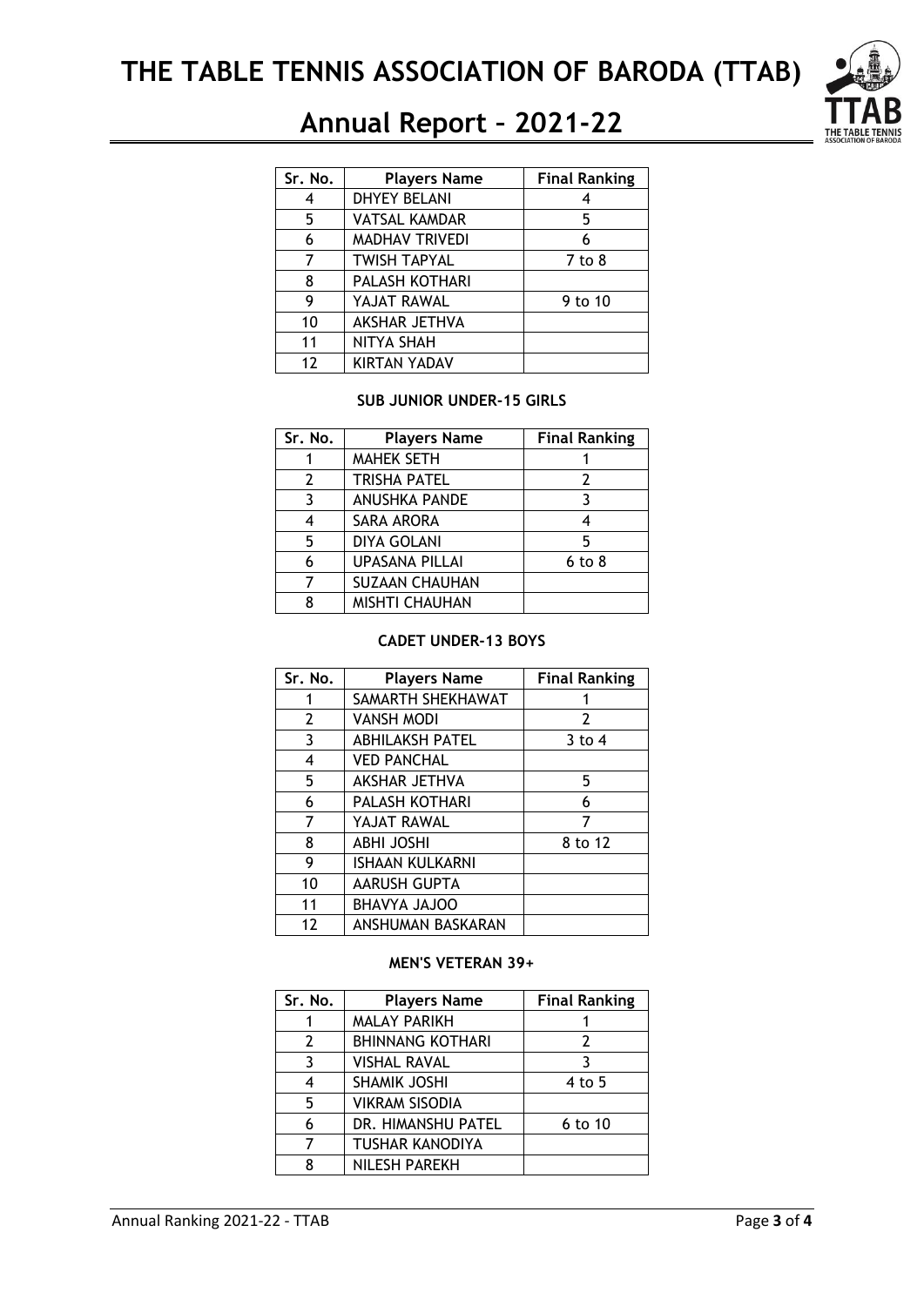| Sr. No. | Players Name | Final Ranking |
|---|---|---|
| 4 | DHYEY BELANI | 4 |
| 5 | VATSAL KAMDAR | 5 |
| 6 | MADHAV TRIVEDI | 6 |
| 7 | TWISH TAPYAL | 7 to 8 |
| 8 | PALASH KOTHARI | |
| 9 | YAJAT RAWAL | 9 to 10 |
| 10 | AKSHAR JETHVA | |
| 11 | NITYA SHAH | |
| 12 | KIRTAN YADAV | |

### SUB JUNIOR UNDER-15 GIRLS

| Sr. No. | Players Name | Final Ranking |
|---|---|---|
| 1 | MAHEK SETH | 1 |
| 2 | TRISHA PATEL | 2 |
| 3 | ANUSHKA PANDE | 3 |
| 4 | SARA ARORA | 4 |
| 5 | DIYA GOLANI | 5 |
| 6 | UPASANA PILLAI | 6 to 8 |
| 7 | SUZAAN CHAUHAN | |
| 8 | MISHTI CHAUHAN | |

### CADET UNDER-13 BOYS

| Sr. No. | Players Name | Final Ranking |
|---|---|---|
| 1 | SAMARTH SHEKHAWAT | 1 |
| 2 | VANSH MODI | 2 |
| 3 | ABHILAKSH PATEL | 3 to 4 |
| 4 | VED PANCHAL | |
| 5 | AKSHAR JETHVA | 5 |
| 6 | PALASH KOTHARI | 6 |
| 7 | YAJAT RAWAL | 7 |
| 8 | ABHI JOSHI | 8 to 12 |
| 9 | ISHAAN KULKARNI | |
| 10 | AARUSH GUPTA | |
| 11 | BHAVYA JAJOO | |
| 12 | ANSHUMAN BASKARAN | |

### MEN'S VETERAN 39+

| Sr. No. | Players Name | Final Ranking |
|---|---|---|
| 1 | MALAY PARIKH | 1 |
| 2 | BHINNANG KOTHARI | 2 |
| 3 | VISHAL RAVAL | 3 |
| 4 | SHAMIK JOSHI | 4 to 5 |
| 5 | VIKRAM SISODIA | |
| 6 | DR. HIMANSHU PATEL | 6 to 10 |
| 7 | TUSHAR KANODIYA | |
| 8 | NILESH PAREKH | |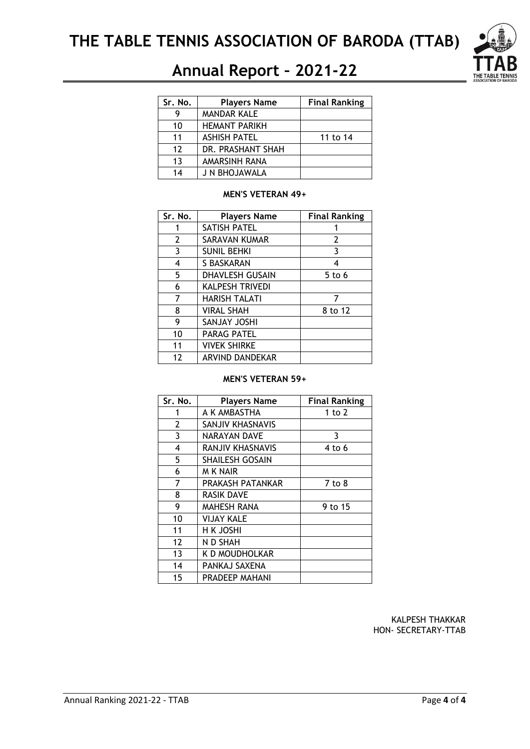| Sr. No. | Players Name | Final Ranking |
|---|---|---|
| 9 | MANDAR KALE | |
| 10 | HEMANT PARIKH | |
| 11 | ASHISH PATEL | 11 to 14 |
| 12 | DR. PRASHANT SHAH | |
| 13 | AMARSINH RANA | |
| 14 | J N BHOJAWALA | |

**MEN'S VETERAN 49+**

| Sr. No. | Players Name | Final Ranking |
|---|---|---|
| 1 | SATISH PATEL | 1 |
| 2 | SARAVAN KUMAR | 2 |
| 3 | SUNIL BEHKI | 3 |
| 4 | S BASKARAN | 4 |
| 5 | DHAVLESH GUSAIN | 5 to 6 |
| 6 | KALPESH TRIVEDI | |
| 7 | HARISH TALATI | 7 |
| 8 | VIRAL SHAH | 8 to 12 |
| 9 | SANJAY JOSHI | |
| 10 | PARAG PATEL | |
| 11 | VIVEK SHIRKE | |
| 12 | ARVIND DANDEKAR | |

**MEN'S VETERAN 59+**

| Sr. No. | Players Name | Final Ranking |
|---|---|---|
| 1 | A K AMBASTHA | 1 to 2 |
| 2 | SANJIV KHASNAVIS | |
| 3 | NARAYAN DAVE | 3 |
| 4 | RANJIV KHASNAVIS | 4 to 6 |
| 5 | SHAILESH GOSAIN | |
| 6 | M K NAIR | |
| 7 | PRAKASH PATANKAR | 7 to 8 |
| 8 | RASIK DAVE | |
| 9 | MAHESH RANA | 9 to 15 |
| 10 | VIJAY KALE | |
| 11 | H K JOSHI | |
| 12 | N D SHAH | |
| 13 | K D MOUDHOLKAR | |
| 14 | PANKAJ SAXENA | |
| 15 | PRADEEP MAHANI | |

KALPESH THAKKAR
HON- SECRETARY-TTAB